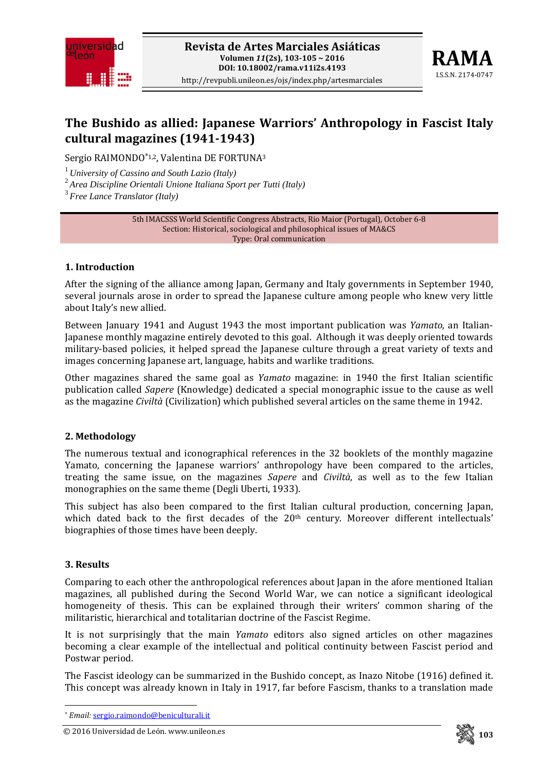# The Bushido as allied: Japanese Warriors' Anthropology in Fascist Italy cultural magazines (1941-1943)

Sergio RAIMONDO*[1,2], Valentina DE FORTUNA[3]

[1] *University of Cassino and South Lazio (Italy)*
[2] *Area Discipline Orientali Unione Italiana Sport per Tutti (Italy)*
[3] *Free Lance Translator (Italy)*

5th IMACSSS World Scientific Congress Abstracts, Rio Maior (Portugal), October 6-8
Section: Historical, sociological and philosophical issues of MA&CS
Type: Oral communication

## 1. Introduction

After the signing of the alliance among Japan, Germany and Italy governments in September 1940, several journals arose in order to spread the Japanese culture among people who knew very little about Italy's new allied.

Between January 1941 and August 1943 the most important publication was *Yamato*, an Italian-Japanese monthly magazine entirely devoted to this goal. Although it was deeply oriented towards military-based policies, it helped spread the Japanese culture through a great variety of texts and images concerning Japanese art, language, habits and warlike traditions.

Other magazines shared the same goal as *Yamato* magazine: in 1940 the first Italian scientific publication called *Sapere* (Knowledge) dedicated a special monographic issue to the cause as well as the magazine *Civiltà* (Civilization) which published several articles on the same theme in 1942.

## 2. Methodology

The numerous textual and iconographical references in the 32 booklets of the monthly magazine Yamato, concerning the Japanese warriors' anthropology have been compared to the articles, treating the same issue, on the magazines *Sapere* and *Civiltà*, as well as to the few Italian monographies on the same theme (Degli Uberti, 1933).

This subject has also been compared to the first Italian cultural production, concerning Japan, which dated back to the first decades of the 20th century. Moreover different intellectuals' biographies of those times have been deeply.

## 3. Results

Comparing to each other the anthropological references about Japan in the afore mentioned Italian magazines, all published during the Second World War, we can notice a significant ideological homogeneity of thesis. This can be explained through their writers' common sharing of the militaristic, hierarchical and totalitarian doctrine of the Fascist Regime.

It is not surprisingly that the main *Yamato* editors also signed articles on other magazines becoming a clear example of the intellectual and political continuity between Fascist period and Postwar period.

The Fascist ideology can be summarized in the Bushido concept, as Inazo Nitobe (1916) defined it. This concept was already known in Italy in 1917, far before Fascism, thanks to a translation made

* *Email:* sergio.raimondo@beniculturali.it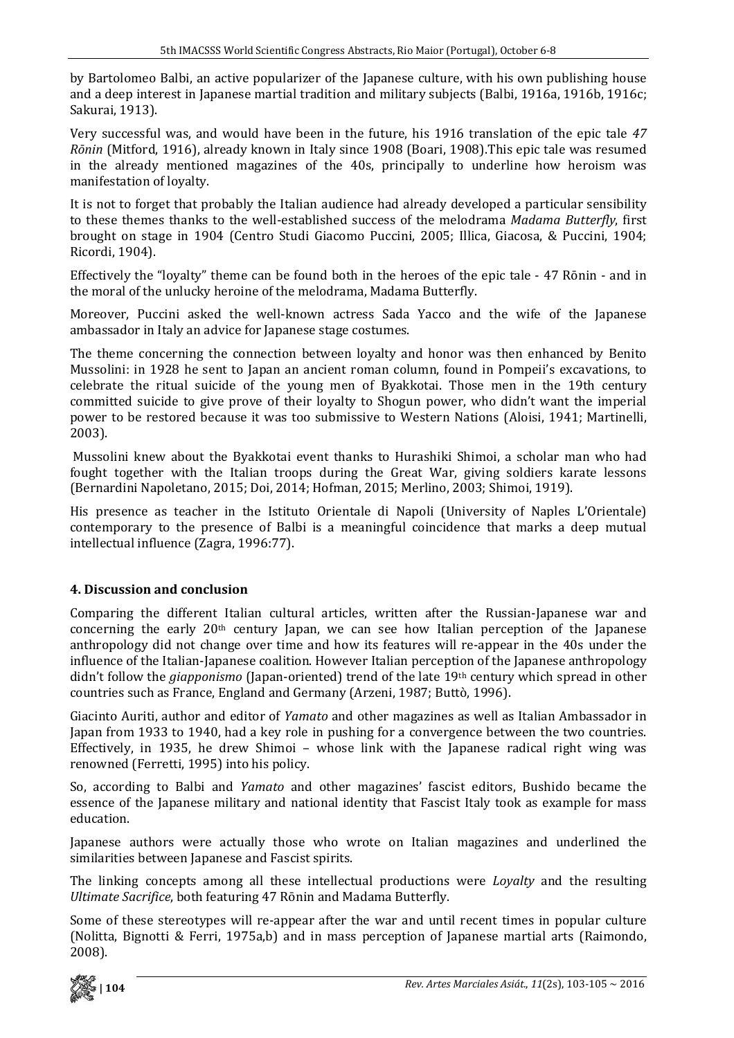by Bartolomeo Balbi, an active popularizer of the Japanese culture, with his own publishing house and a deep interest in Japanese martial tradition and military subjects (Balbi, 1916a, 1916b, 1916c; Sakurai, 1913).

Very successful was, and would have been in the future, his 1916 translation of the epic tale *47 Rōnin* (Mitford, 1916), already known in Italy since 1908 (Boari, 1908).This epic tale was resumed in the already mentioned magazines of the 40s, principally to underline how heroism was manifestation of loyalty.

It is not to forget that probably the Italian audience had already developed a particular sensibility to these themes thanks to the well-established success of the melodrama *Madama Butterfly*, first brought on stage in 1904 (Centro Studi Giacomo Puccini, 2005; Illica, Giacosa, & Puccini, 1904; Ricordi, 1904).

Effectively the "loyalty" theme can be found both in the heroes of the epic tale - 47 Rōnin - and in the moral of the unlucky heroine of the melodrama, Madama Butterfly.

Moreover, Puccini asked the well-known actress Sada Yacco and the wife of the Japanese ambassador in Italy an advice for Japanese stage costumes.

The theme concerning the connection between loyalty and honor was then enhanced by Benito Mussolini: in 1928 he sent to Japan an ancient roman column, found in Pompeii's excavations, to celebrate the ritual suicide of the young men of Byakkotai. Those men in the 19th century committed suicide to give prove of their loyalty to Shogun power, who didn't want the imperial power to be restored because it was too submissive to Western Nations (Aloisi, 1941; Martinelli, 2003).

Mussolini knew about the Byakkotai event thanks to Hurashiki Shimoi, a scholar man who had fought together with the Italian troops during the Great War, giving soldiers karate lessons (Bernardini Napoletano, 2015; Doi, 2014; Hofman, 2015; Merlino, 2003; Shimoi, 1919).

His presence as teacher in the Istituto Orientale di Napoli (University of Naples L'Orientale) contemporary to the presence of Balbi is a meaningful coincidence that marks a deep mutual intellectual influence (Zagra, 1996:77).

## 4. Discussion and conclusion

Comparing the different Italian cultural articles, written after the Russian-Japanese war and concerning the early 20th century Japan, we can see how Italian perception of the Japanese anthropology did not change over time and how its features will re-appear in the 40s under the influence of the Italian-Japanese coalition. However Italian perception of the Japanese anthropology didn't follow the *giapponismo* (Japan-oriented) trend of the late 19th century which spread in other countries such as France, England and Germany (Arzeni, 1987; Buttò, 1996).

Giacinto Auriti, author and editor of *Yamato* and other magazines as well as Italian Ambassador in Japan from 1933 to 1940, had a key role in pushing for a convergence between the two countries. Effectively, in 1935, he drew Shimoi – whose link with the Japanese radical right wing was renowned (Ferretti, 1995) into his policy.

So, according to Balbi and *Yamato* and other magazines' fascist editors, Bushido became the essence of the Japanese military and national identity that Fascist Italy took as example for mass education.

Japanese authors were actually those who wrote on Italian magazines and underlined the similarities between Japanese and Fascist spirits.

The linking concepts among all these intellectual productions were *Loyalty* and the resulting *Ultimate Sacrifice*, both featuring 47 Rōnin and Madama Butterfly.

Some of these stereotypes will re-appear after the war and until recent times in popular culture (Nolitta, Bignotti & Ferri, 1975a,b) and in mass perception of Japanese martial arts (Raimondo, 2008).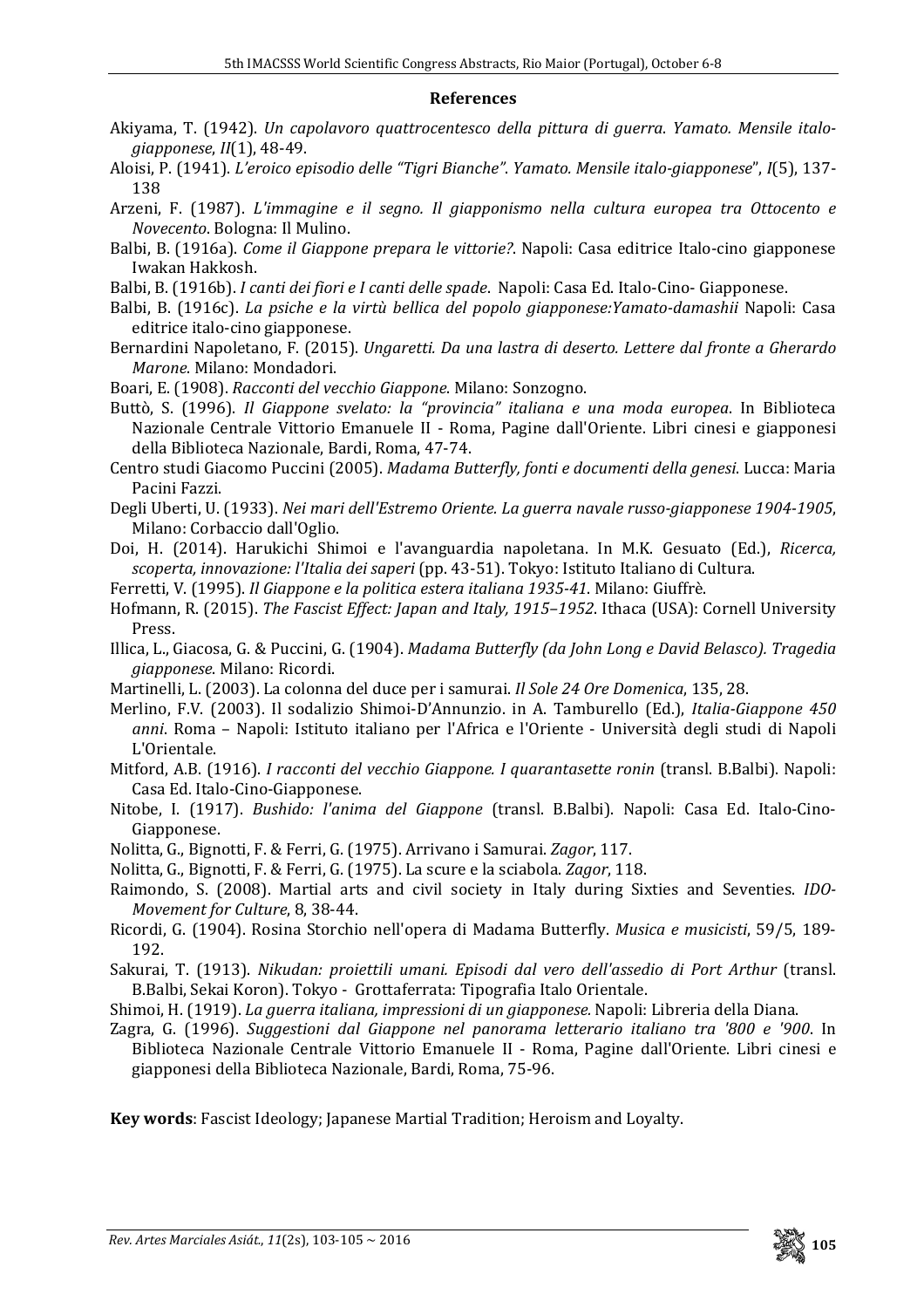**References**

Akiyama, T. (1942). *Un capolavoro quattrocentesco della pittura di guerra. Yamato. Mensile italo-giapponese*, *II*(1), 48-49.

Aloisi, P. (1941). *L'eroico episodio delle "Tigri Bianche". Yamato. Mensile italo-giapponese*", *I*(5), 137-138

Arzeni, F. (1987). *L'immagine e il segno. Il giapponismo nella cultura europea tra Ottocento e Novecento*. Bologna: Il Mulino.

Balbi, B. (1916a). *Come il Giappone prepara le vittorie?*. Napoli: Casa editrice Italo-cino giapponese Iwakan Hakkosh.

Balbi, B. (1916b). *I canti dei fiori e I canti delle spade*. Napoli: Casa Ed. Italo-Cino- Giapponese.

Balbi, B. (1916c). *La psiche e la virtù bellica del popolo giapponese:Yamato-damashii* Napoli: Casa editrice italo-cino giapponese.

Bernardini Napoletano, F. (2015). *Ungaretti. Da una lastra di deserto. Lettere dal fronte a Gherardo Marone*. Milano: Mondadori.

Boari, E. (1908). *Racconti del vecchio Giappone*. Milano: Sonzogno.

Buttò, S. (1996). *Il Giappone svelato: la "provincia" italiana e una moda europea*. In Biblioteca Nazionale Centrale Vittorio Emanuele II - Roma, Pagine dall'Oriente. Libri cinesi e giapponesi della Biblioteca Nazionale, Bardi, Roma, 47-74.

Centro studi Giacomo Puccini (2005). *Madama Butterfly, fonti e documenti della genesi*. Lucca: Maria Pacini Fazzi.

Degli Uberti, U. (1933). *Nei mari dell'Estremo Oriente. La guerra navale russo-giapponese 1904-1905*, Milano: Corbaccio dall'Oglio.

Doi, H. (2014). Harukichi Shimoi e l'avanguardia napoletana. In M.K. Gesuato (Ed.), *Ricerca, scoperta, innovazione: l'Italia dei saperi* (pp. 43-51). Tokyo: Istituto Italiano di Cultura.

Ferretti, V. (1995). *Il Giappone e la politica estera italiana 1935-41*. Milano: Giuffrè.

Hofmann, R. (2015). *The Fascist Effect: Japan and Italy, 1915–1952*. Ithaca (USA): Cornell University Press.

Illica, L., Giacosa, G. & Puccini, G. (1904). *Madama Butterfly (da John Long e David Belasco). Tragedia giapponese*. Milano: Ricordi.

Martinelli, L. (2003). La colonna del duce per i samurai. *Il Sole 24 Ore Domenica*, 135, 28.

Merlino, F.V. (2003). Il sodalizio Shimoi-D'Annunzio. in A. Tamburello (Ed.), *Italia-Giappone 450 anni*. Roma – Napoli: Istituto italiano per l'Africa e l'Oriente - Università degli studi di Napoli L'Orientale.

Mitford, A.B. (1916). *I racconti del vecchio Giappone. I quarantasette ronin* (transl. B.Balbi). Napoli: Casa Ed. Italo-Cino-Giapponese.

Nitobe, I. (1917). *Bushido: l'anima del Giappone* (transl. B.Balbi). Napoli: Casa Ed. Italo-Cino-Giapponese.

Nolitta, G., Bignotti, F. & Ferri, G. (1975). Arrivano i Samurai. *Zagor*, 117.

Nolitta, G., Bignotti, F. & Ferri, G. (1975). La scure e la sciabola. *Zagor*, 118.

Raimondo, S. (2008). Martial arts and civil society in Italy during Sixties and Seventies. *IDO-Movement for Culture*, 8, 38-44.

Ricordi, G. (1904). Rosina Storchio nell'opera di Madama Butterfly. *Musica e musicisti*, 59/5, 189-192.

Sakurai, T. (1913). *Nikudan: proiettili umani. Episodi dal vero dell'assedio di Port Arthur* (transl. B.Balbi, Sekai Koron). Tokyo - Grottaferrata: Tipografia Italo Orientale.

Shimoi, H. (1919). *La guerra italiana, impressioni di un giapponese.* Napoli: Libreria della Diana.

Zagra, G. (1996). *Suggestioni dal Giappone nel panorama letterario italiano tra '800 e '900*. In Biblioteca Nazionale Centrale Vittorio Emanuele II - Roma, Pagine dall'Oriente. Libri cinesi e giapponesi della Biblioteca Nazionale, Bardi, Roma, 75-96.

**Key words**: Fascist Ideology; Japanese Martial Tradition; Heroism and Loyalty.